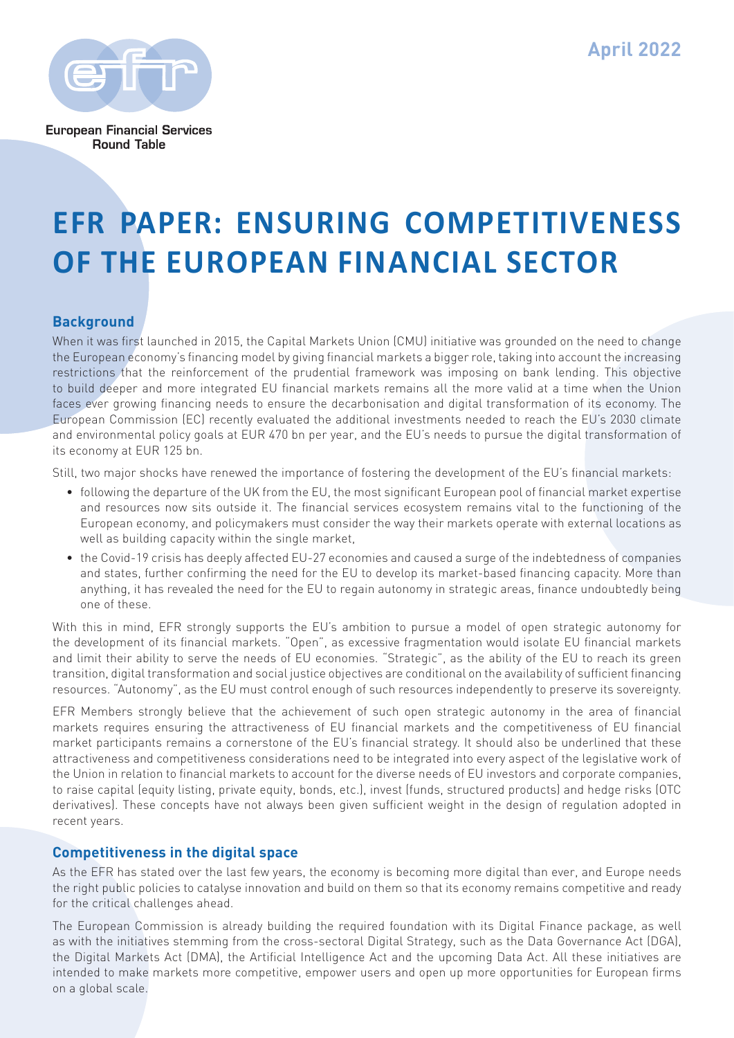April 2022

European Financial Services Round Table

# EFR PAPER: ENSURING COMPETITIVENESS OF THE EUROPEAN FINANCIAL SECTOR

## Background

When it was first launched in 2015, the Capital Markets Union (CMU) initiative was grounded on the need to change the European economy's financing model by giving financial markets a bigger role, taking into account the increasing restrictions that the reinforcement of the prudential framework was imposing on bank lending. This objective to build deeper and more integrated EU financial markets remains all the more valid at a time when the Union faces ever growing financing needs to ensure the decarbonisation and digital transformation of its economy. The European Commission (EC) recently evaluated the additional investments needed to reach the EU's 2030 climate and environmental policy goals at EUR 470 bn per year, and the EU's needs to pursue the digital transformation of its economy at EUR 125 bn.

Still, two major shocks have renewed the importance of fostering the development of the EU's financial markets:

- following the departure of the UK from the EU, the most significant European pool of financial market expertise and resources now sits outside it. The financial services ecosystem remains vital to the functioning of the European economy, and policymakers must consider the way their markets operate with external locations as well as building capacity within the single market,
- the Covid-19 crisis has deeply affected EU-27 economies and caused a surge of the indebtedness of companies and states, further confirming the need for the EU to develop its market-based financing capacity. More than anything, it has revealed the need for the EU to regain autonomy in strategic areas, finance undoubtedly being one of these.

With this in mind, EFR strongly supports the EU's ambition to pursue a model of open strategic autonomy for the development of its financial markets. "Open", as excessive fragmentation would isolate EU financial markets and limit their ability to serve the needs of EU economies. "Strategic", as the ability of the EU to reach its green transition, digital transformation and social justice objectives are conditional on the availability of sufficient financing resources. "Autonomy", as the EU must control enough of such resources independently to preserve its sovereignty.

EFR Members strongly believe that the achievement of such open strategic autonomy in the area of financial markets requires ensuring the attractiveness of EU financial markets and the competitiveness of EU financial market participants remains a cornerstone of the EU's financial strategy. It should also be underlined that these attractiveness and competitiveness considerations need to be integrated into every aspect of the legislative work of the Union in relation to financial markets to account for the diverse needs of EU investors and corporate companies, to raise capital (equity listing, private equity, bonds, etc.), invest (funds, structured products) and hedge risks (OTC derivatives). These concepts have not always been given sufficient weight in the design of regulation adopted in recent years.

## Competitiveness in the digital space

As the EFR has stated over the last few years, the economy is becoming more digital than ever, and Europe needs the right public policies to catalyse innovation and build on them so that its economy remains competitive and ready for the critical challenges ahead.

The European Commission is already building the required foundation with its Digital Finance package, as well as with the initiatives stemming from the cross-sectoral Digital Strategy, such as the Data Governance Act (DGA), the Digital Markets Act (DMA), the Artificial Intelligence Act and the upcoming Data Act. All these initiatives are intended to make markets more competitive, empower users and open up more opportunities for European firms on a global scale.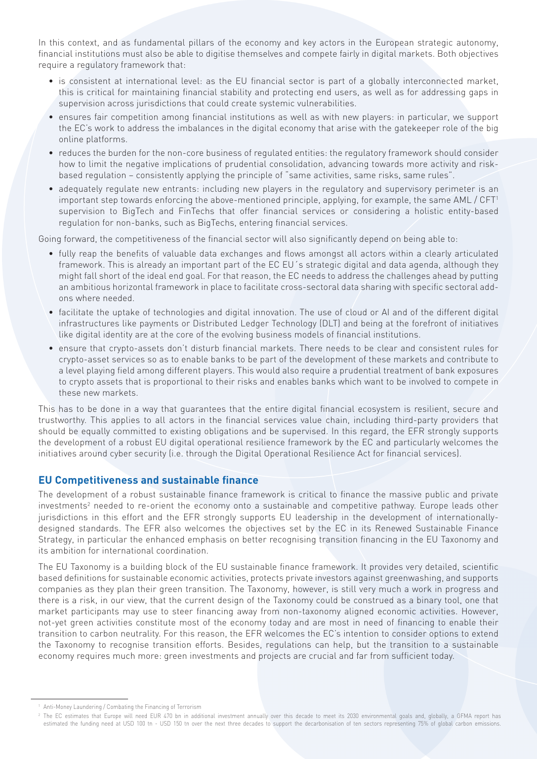In this context, and as fundamental pillars of the economy and key actors in the European strategic autonomy, financial institutions must also be able to digitise themselves and compete fairly in digital markets. Both objectives require a regulatory framework that:

- is consistent at international level: as the EU financial sector is part of a globally interconnected market, this is critical for maintaining financial stability and protecting end users, as well as for addressing gaps in supervision across jurisdictions that could create systemic vulnerabilities.
- ensures fair competition among financial institutions as well as with new players: in particular, we support the EC's work to address the imbalances in the digital economy that arise with the gatekeeper role of the big online platforms.
- reduces the burden for the non-core business of regulated entities: the regulatory framework should consider how to limit the negative implications of prudential consolidation, advancing towards more activity and risk-based regulation – consistently applying the principle of "same activities, same risks, same rules".
- adequately regulate new entrants: including new players in the regulatory and supervisory perimeter is an important step towards enforcing the above-mentioned principle, applying, for example, the same AML / CFT[1] supervision to BigTech and FinTechs that offer financial services or considering a holistic entity-based regulation for non-banks, such as BigTechs, entering financial services.

Going forward, the competitiveness of the financial sector will also significantly depend on being able to:

- fully reap the benefits of valuable data exchanges and flows amongst all actors within a clearly articulated framework. This is already an important part of the EC EU´s strategic digital and data agenda, although they might fall short of the ideal end goal. For that reason, the EC needs to address the challenges ahead by putting an ambitious horizontal framework in place to facilitate cross-sectoral data sharing with specific sectoral add-ons where needed.
- facilitate the uptake of technologies and digital innovation. The use of cloud or AI and of the different digital infrastructures like payments or Distributed Ledger Technology (DLT) and being at the forefront of initiatives like digital identity are at the core of the evolving business models of financial institutions.
- ensure that crypto-assets don't disturb financial markets. There needs to be clear and consistent rules for crypto-asset services so as to enable banks to be part of the development of these markets and contribute to a level playing field among different players. This would also require a prudential treatment of bank exposures to crypto assets that is proportional to their risks and enables banks which want to be involved to compete in these new markets.

This has to be done in a way that guarantees that the entire digital financial ecosystem is resilient, secure and trustworthy. This applies to all actors in the financial services value chain, including third-party providers that should be equally committed to existing obligations and be supervised. In this regard, the EFR strongly supports the development of a robust EU digital operational resilience framework by the EC and particularly welcomes the initiatives around cyber security (i.e. through the Digital Operational Resilience Act for financial services).

## EU Competitiveness and sustainable finance

The development of a robust sustainable finance framework is critical to finance the massive public and private investments[2] needed to re-orient the economy onto a sustainable and competitive pathway. Europe leads other jurisdictions in this effort and the EFR strongly supports EU leadership in the development of internationally-designed standards. The EFR also welcomes the objectives set by the EC in its Renewed Sustainable Finance Strategy, in particular the enhanced emphasis on better recognising transition financing in the EU Taxonomy and its ambition for international coordination.

The EU Taxonomy is a building block of the EU sustainable finance framework. It provides very detailed, scientific based definitions for sustainable economic activities, protects private investors against greenwashing, and supports companies as they plan their green transition. The Taxonomy, however, is still very much a work in progress and there is a risk, in our view, that the current design of the Taxonomy could be construed as a binary tool, one that market participants may use to steer financing away from non-taxonomy aligned economic activities. However, not-yet green activities constitute most of the economy today and are most in need of financing to enable their transition to carbon neutrality. For this reason, the EFR welcomes the EC's intention to consider options to extend the Taxonomy to recognise transition efforts. Besides, regulations can help, but the transition to a sustainable economy requires much more: green investments and projects are crucial and far from sufficient today.

[1] Anti-Money Laundering / Combating the Financing of Terrorism

[2] The EC estimates that Europe will need EUR 470 bn in additional investment annually over this decade to meet its 2030 environmental goals and, globally, a GFMA report has estimated the funding need at USD 100 tn - USD 150 tn over the next three decades to support the decarbonisation of ten sectors representing 75% of global carbon emissions.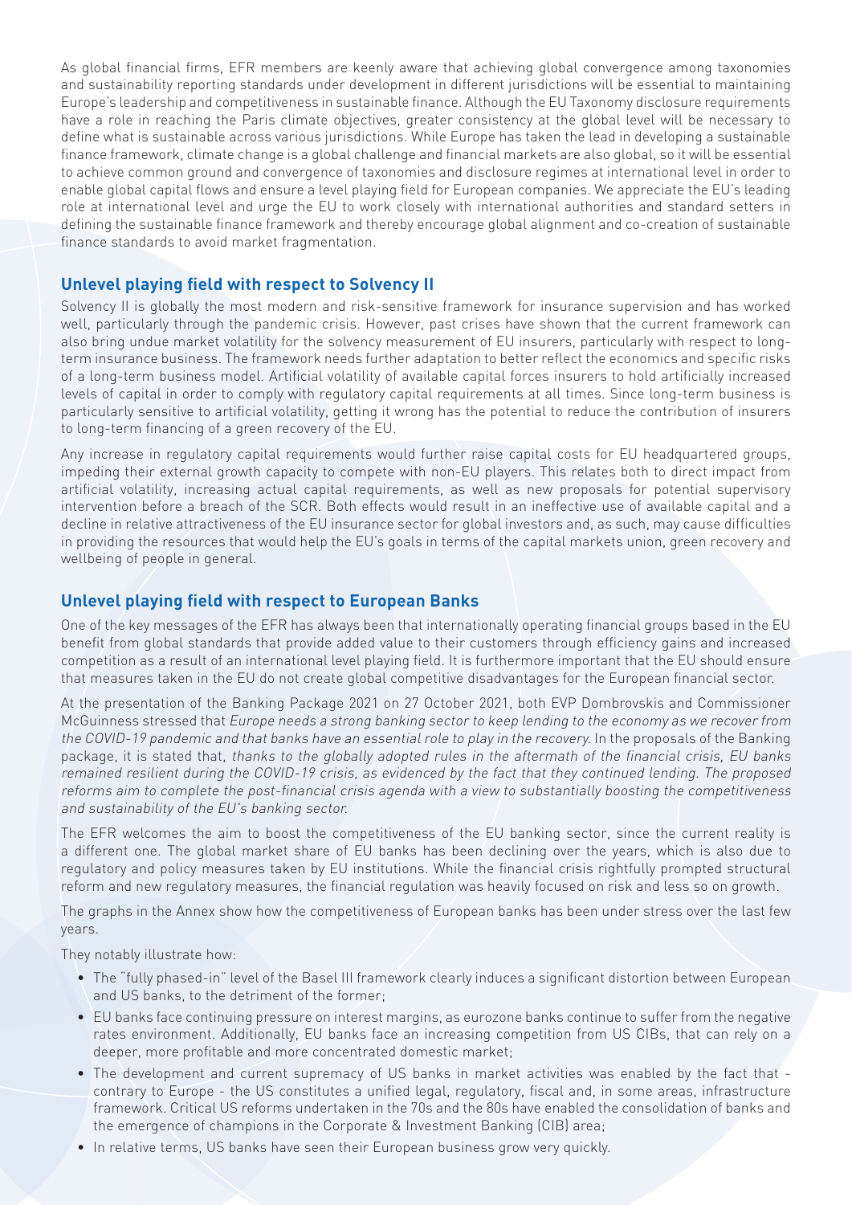As global financial firms, EFR members are keenly aware that achieving global convergence among taxonomies and sustainability reporting standards under development in different jurisdictions will be essential to maintaining Europe's leadership and competitiveness in sustainable finance. Although the EU Taxonomy disclosure requirements have a role in reaching the Paris climate objectives, greater consistency at the global level will be necessary to define what is sustainable across various jurisdictions. While Europe has taken the lead in developing a sustainable finance framework, climate change is a global challenge and financial markets are also global, so it will be essential to achieve common ground and convergence of taxonomies and disclosure regimes at international level in order to enable global capital flows and ensure a level playing field for European companies. We appreciate the EU's leading role at international level and urge the EU to work closely with international authorities and standard setters in defining the sustainable finance framework and thereby encourage global alignment and co-creation of sustainable finance standards to avoid market fragmentation.

## Unlevel playing field with respect to Solvency II

Solvency II is globally the most modern and risk-sensitive framework for insurance supervision and has worked well, particularly through the pandemic crisis. However, past crises have shown that the current framework can also bring undue market volatility for the solvency measurement of EU insurers, particularly with respect to long-term insurance business. The framework needs further adaptation to better reflect the economics and specific risks of a long-term business model. Artificial volatility of available capital forces insurers to hold artificially increased levels of capital in order to comply with regulatory capital requirements at all times. Since long-term business is particularly sensitive to artificial volatility, getting it wrong has the potential to reduce the contribution of insurers to long-term financing of a green recovery of the EU.

Any increase in regulatory capital requirements would further raise capital costs for EU headquartered groups, impeding their external growth capacity to compete with non-EU players. This relates both to direct impact from artificial volatility, increasing actual capital requirements, as well as new proposals for potential supervisory intervention before a breach of the SCR. Both effects would result in an ineffective use of available capital and a decline in relative attractiveness of the EU insurance sector for global investors and, as such, may cause difficulties in providing the resources that would help the EU's goals in terms of the capital markets union, green recovery and wellbeing of people in general.

## Unlevel playing field with respect to European Banks

One of the key messages of the EFR has always been that internationally operating financial groups based in the EU benefit from global standards that provide added value to their customers through efficiency gains and increased competition as a result of an international level playing field. It is furthermore important that the EU should ensure that measures taken in the EU do not create global competitive disadvantages for the European financial sector.

At the presentation of the Banking Package 2021 on 27 October 2021, both EVP Dombrovskis and Commissioner McGuinness stressed that *Europe needs a strong banking sector to keep lending to the economy as we recover from the COVID-19 pandemic and that banks have an essential role to play in the recovery.* In the proposals of the Banking package, it is stated that, *thanks to the globally adopted rules in the aftermath of the financial crisis, EU banks remained resilient during the COVID-19 crisis, as evidenced by the fact that they continued lending. The proposed reforms aim to complete the post-financial crisis agenda with a view to substantially boosting the competitiveness and sustainability of the EU's banking sector.*

The EFR welcomes the aim to boost the competitiveness of the EU banking sector, since the current reality is a different one. The global market share of EU banks has been declining over the years, which is also due to regulatory and policy measures taken by EU institutions. While the financial crisis rightfully prompted structural reform and new regulatory measures, the financial regulation was heavily focused on risk and less so on growth.

The graphs in the Annex show how the competitiveness of European banks has been under stress over the last few years.

They notably illustrate how:

- The "fully phased-in" level of the Basel III framework clearly induces a significant distortion between European and US banks, to the detriment of the former;
- EU banks face continuing pressure on interest margins, as eurozone banks continue to suffer from the negative rates environment. Additionally, EU banks face an increasing competition from US CIBs, that can rely on a deeper, more profitable and more concentrated domestic market;
- The development and current supremacy of US banks in market activities was enabled by the fact that - contrary to Europe - the US constitutes a unified legal, regulatory, fiscal and, in some areas, infrastructure framework. Critical US reforms undertaken in the 70s and the 80s have enabled the consolidation of banks and the emergence of champions in the Corporate & Investment Banking (CIB) area;
- In relative terms, US banks have seen their European business grow very quickly.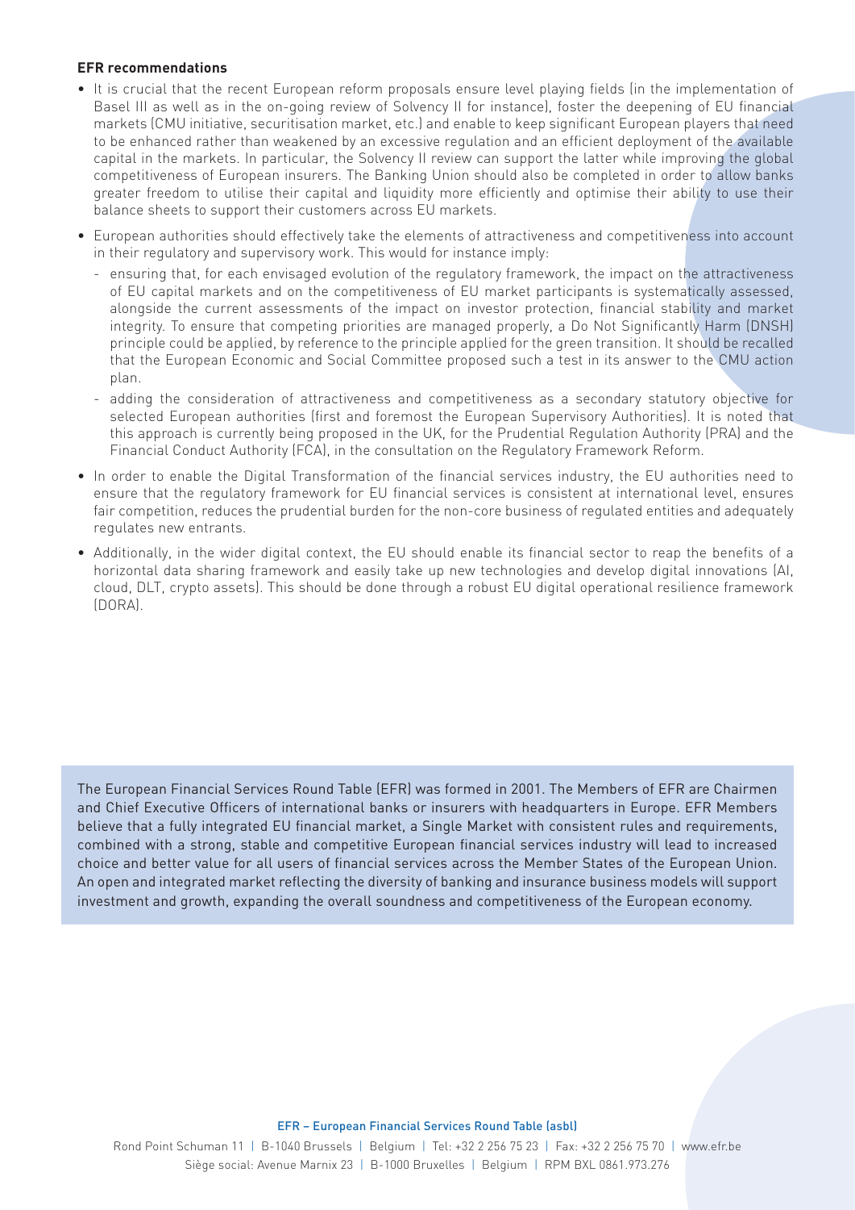**EFR recommendations**

- It is crucial that the recent European reform proposals ensure level playing fields (in the implementation of Basel III as well as in the on-going review of Solvency II for instance), foster the deepening of EU financial markets (CMU initiative, securitisation market, etc.) and enable to keep significant European players that need to be enhanced rather than weakened by an excessive regulation and an efficient deployment of the available capital in the markets. In particular, the Solvency II review can support the latter while improving the global competitiveness of European insurers. The Banking Union should also be completed in order to allow banks greater freedom to utilise their capital and liquidity more efficiently and optimise their ability to use their balance sheets to support their customers across EU markets.
- European authorities should effectively take the elements of attractiveness and competitiveness into account in their regulatory and supervisory work. This would for instance imply:
  - ensuring that, for each envisaged evolution of the regulatory framework, the impact on the attractiveness of EU capital markets and on the competitiveness of EU market participants is systematically assessed, alongside the current assessments of the impact on investor protection, financial stability and market integrity. To ensure that competing priorities are managed properly, a Do Not Significantly Harm (DNSH) principle could be applied, by reference to the principle applied for the green transition. It should be recalled that the European Economic and Social Committee proposed such a test in its answer to the CMU action plan.
  - adding the consideration of attractiveness and competitiveness as a secondary statutory objective for selected European authorities (first and foremost the European Supervisory Authorities). It is noted that this approach is currently being proposed in the UK, for the Prudential Regulation Authority (PRA) and the Financial Conduct Authority (FCA), in the consultation on the Regulatory Framework Reform.
- In order to enable the Digital Transformation of the financial services industry, the EU authorities need to ensure that the regulatory framework for EU financial services is consistent at international level, ensures fair competition, reduces the prudential burden for the non-core business of regulated entities and adequately regulates new entrants.
- Additionally, in the wider digital context, the EU should enable its financial sector to reap the benefits of a horizontal data sharing framework and easily take up new technologies and develop digital innovations (AI, cloud, DLT, crypto assets). This should be done through a robust EU digital operational resilience framework (DORA).

The European Financial Services Round Table (EFR) was formed in 2001. The Members of EFR are Chairmen and Chief Executive Officers of international banks or insurers with headquarters in Europe. EFR Members believe that a fully integrated EU financial market, a Single Market with consistent rules and requirements, combined with a strong, stable and competitive European financial services industry will lead to increased choice and better value for all users of financial services across the Member States of the European Union. An open and integrated market reflecting the diversity of banking and insurance business models will support investment and growth, expanding the overall soundness and competitiveness of the European economy.

EFR – European Financial Services Round Table (asbl)

Rond Point Schuman 11 | B-1040 Brussels | Belgium | Tel: +32 2 256 75 23 | Fax: +32 2 256 75 70 | www.efr.be
Siège social: Avenue Marnix 23 | B-1000 Bruxelles | Belgium | RPM BXL 0861.973.276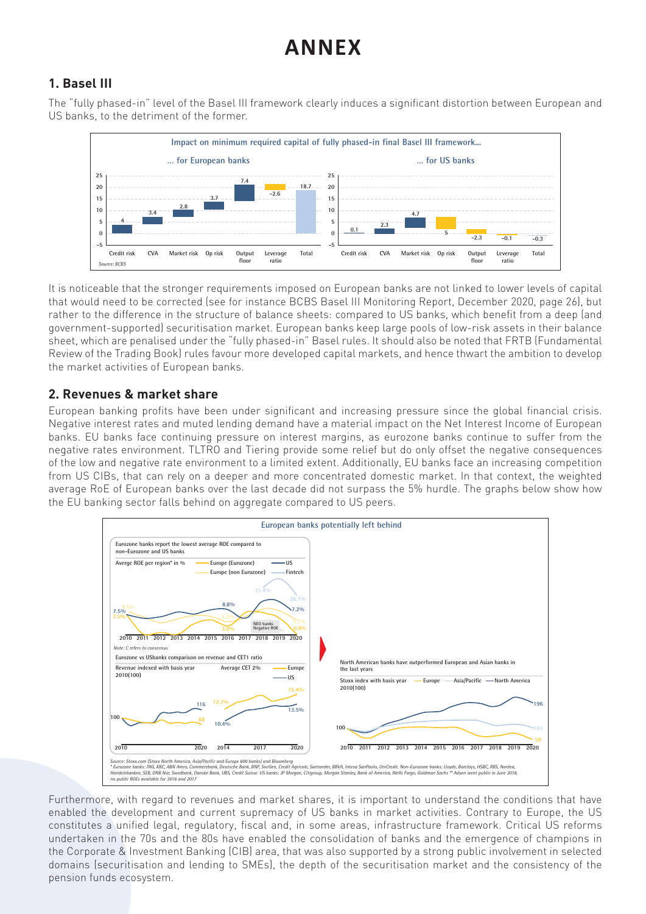# ANNEX

## 1. Basel III

The "fully phased-in" level of the Basel III framework clearly induces a significant distortion between European and US banks, to the detriment of the former.

**Impact on minimum required capital of fully phased-in final Basel III framework...**

| | ... for European banks | ... for US banks |
|---|---|---|
| Credit risk | 4 | 0.1 |
| CVA | 3.4 | 2.3 |
| Market risk | 2.8 | 4.7 |
| Op risk | 3.7 | 5 |
| Output floor | 7.4 | −2.3 |
| Leverage ratio | −2.6 | −0.1 |
| Total | 18.7 | −0.3 |

*Source: BCBS*

It is noticeable that the stronger requirements imposed on European banks are not linked to lower levels of capital that would need to be corrected (see for instance BCBS Basel III Monitoring Report, December 2020, page 26), but rather to the difference in the structure of balance sheets: compared to US banks, which benefit from a deep (and government-supported) securitisation market. European banks keep large pools of low-risk assets in their balance sheet, which are penalised under the "fully phased-in" Basel rules. It should also be noted that FRTB (Fundamental Review of the Trading Book) rules favour more developed capital markets, and hence thwart the ambition to develop the market activities of European banks.

## 2. Revenues & market share

European banking profits have been under significant and increasing pressure since the global financial crisis. Negative interest rates and muted lending demand have a material impact on the Net Interest Income of European banks. EU banks face continuing pressure on interest margins, as eurozone banks continue to suffer from the negative rates environment. TLTRO and Tiering provide some relief but do only offset the negative consequences of the low and negative rate environment to a limited extent. Additionally, EU banks face an increasing competition from US CIBs, that can rely on a deeper and more concentrated domestic market. In that context, the weighted average RoE of European banks over the last decade did not surpass the 5% hurdle. The graphs below show how the EU banking sector falls behind on aggregate compared to US peers.

**European banks potentially left behind**

Eurozone banks report the lowest average ROE compared to non-Eurozone and US banks

Averge ROE per region* in % — Europe (Eurozone), Europe (non Eurozone), US, Fintech

Note: C refers to consensus

Eurozone vs USbanks comparison on revenue and CET1 ratio

Revenue indexed with basis year 2010(100); Average CET 2%; Europe, US

North American banks have outperformed European and Asian banks in the last years

Stoxx index with basis year 2010(100) — Europe, Asia/Pacific, North America

*Source: Stoxx.com (Stoxx North America, Asia/Pacific and Europe 600 banks) and Bloomberg*
*\* Eurozone banks: ING, KBC, ABN Amro, Commerzbank, Deutsche Bank, BNP, SocGen, Credit Agricole, Santander, BBVA, Intesa SanPaolo, UniCredit. Non-Eurozone banks: Lloyds, Barclays, HSBC, RBS, Nordea, Handelsbanken, SEB, DNB Nor, Swedbank, Danske Bank, UBS, Credit Suisse. US banks: JP Morgan, Citigroup, Morgan Stanley, Bank of America, Wells Fargo, Goldman Sachs \*\* Adyen went public in June 2018, no public ROEs available for 2016 and 2017*

Furthermore, with regard to revenues and market shares, it is important to understand the conditions that have enabled the development and current supremacy of US banks in market activities. Contrary to Europe, the US constitutes a unified legal, regulatory, fiscal and, in some areas, infrastructure framework. Critical US reforms undertaken in the 70s and the 80s have enabled the consolidation of banks and the emergence of champions in the Corporate & Investment Banking (CIB) area, that was also supported by a strong public involvement in selected domains (securitisation and lending to SMEs), the depth of the securitisation market and the consistency of the pension funds ecosystem.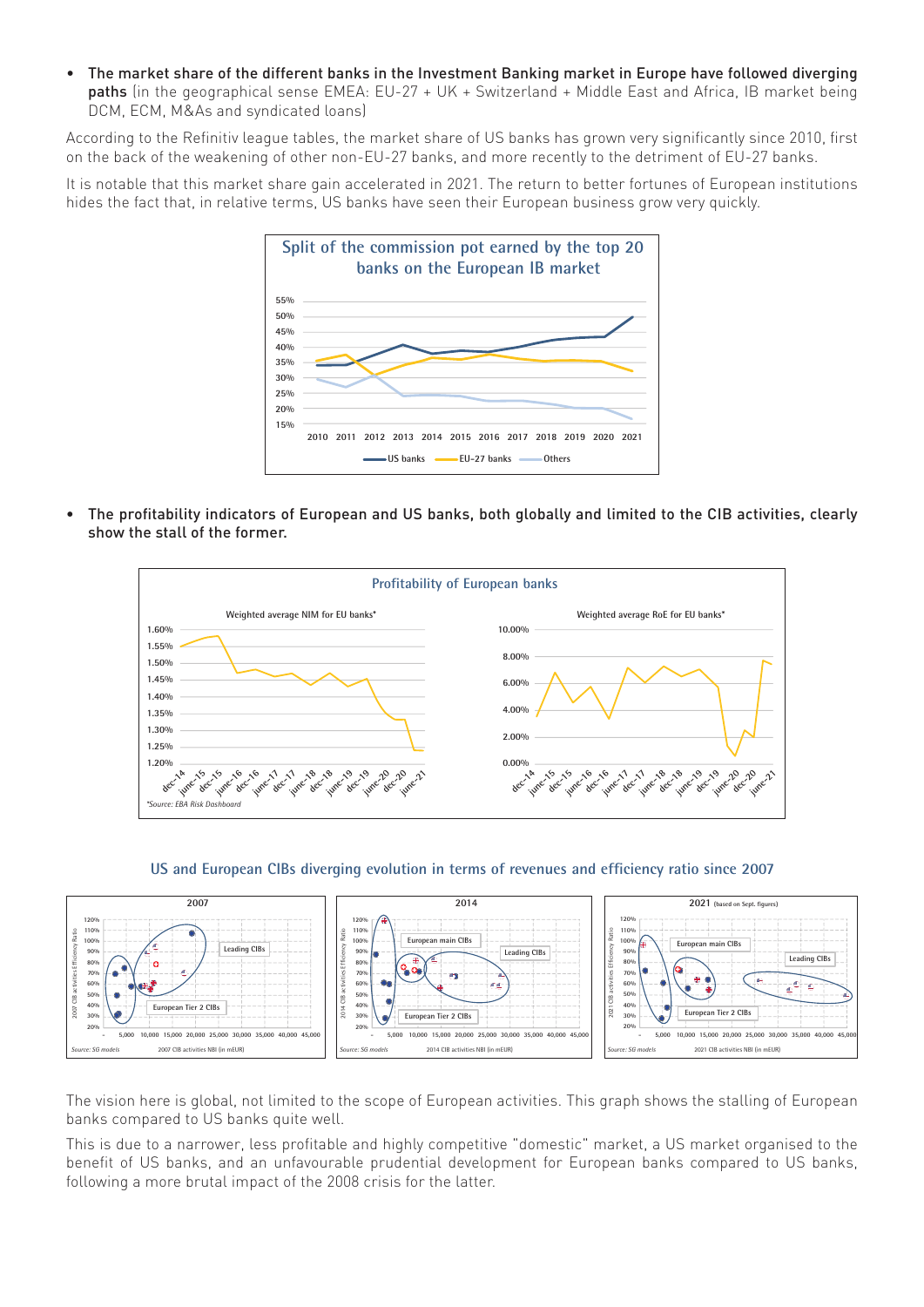- **The market share of the different banks in the Investment Banking market in Europe have followed diverging paths** (in the geographical sense EMEA: EU-27 + UK + Switzerland + Middle East and Africa, IB market being DCM, ECM, M&As and syndicated loans)

According to the Refinitiv league tables, the market share of US banks has grown very significantly since 2010, first on the back of the weakening of other non-EU-27 banks, and more recently to the detriment of EU-27 banks.

It is notable that this market share gain accelerated in 2021. The return to better fortunes of European institutions hides the fact that, in relative terms, US banks have seen their European business grow very quickly.

Split of the commission pot earned by the top 20 banks on the European IB market

55%
50%
45%
40%
35%
30%
25%
20%
15%

2010 2011 2012 2013 2014 2015 2016 2017 2018 2019 2020 2021

US banks EU-27 banks Others

- **The profitability indicators of European and US banks, both globally and limited to the CIB activities, clearly show the stall of the former.**

Profitability of European banks

Weighted average NIM for EU banks*

1.60%
1.55%
1.50%
1.45%
1.40%
1.35%
1.30%
1.25%
1.20%

dec-14 june-15 dec-15 june-16 dec-16 june-17 dec-17 june-18 dec-18 june-19 dec-19 june-20 dec-20 june-21

Weighted average RoE for EU banks*

10.00%
8.00%
6.00%
4.00%
2.00%
0.00%

dec-14 june-15 dec-15 june-16 dec-16 june-17 dec-17 june-18 dec-18 june-19 dec-19 june-20 dec-20 june-21

*Source: EBA Risk Dashboard

US and European CIBs diverging evolution in terms of revenues and efficiency ratio since 2007

2007

2007 CIB activities Efficiency Ratio

Leading CIBs

European Tier 2 CIBs

2007 CIB activities NBI (in mEUR)

Source: SG models

2014

2014 CIB activities Efficiency Ratio

European main CIBs

Leading CIBs

European Tier 2 CIBs

2014 CIB activities NBI (in mEUR)

Source: SG models

2021 (based on Sept. figures)

2021 CIB activities Efficiency Ratio

European main CIBs

Leading CIBs

European Tier 2 CIBs

2021 CIB activities NBI (in mEUR)

Source: SG models

120% 110% 100% 90% 80% 70% 60% 50% 40% 30% 20%

- 5,000 10,000 15,000 20,000 25,000 30,000 35,000 40,000 45,000

The vision here is global, not limited to the scope of European activities. This graph shows the stalling of European banks compared to US banks quite well.

This is due to a narrower, less profitable and highly competitive "domestic" market, a US market organised to the benefit of US banks, and an unfavourable prudential development for European banks compared to US banks, following a more brutal impact of the 2008 crisis for the latter.